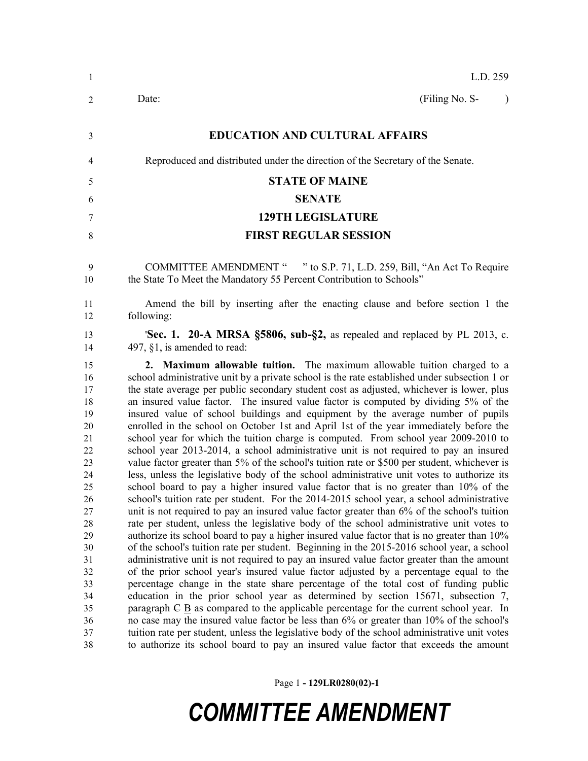L.D. 259

Date: (Filing No. S- )

**EDUCATION AND CULTURAL AFFAIRS**

Reproduced and distributed under the direction of the Secretary of the Senate.

**STATE OF MAINE**

**SENATE**

**129TH LEGISLATURE**

**FIRST REGULAR SESSION**

COMMITTEE AMENDMENT " " to S.P. 71, L.D. 259, Bill, "An Act To Require the State To Meet the Mandatory 55 Percent Contribution to Schools"

Amend the bill by inserting after the enacting clause and before section 1 the following:

'**Sec. 1. 20-A MRSA §5806, sub-§2,** as repealed and replaced by PL 2013, c. 497, §1, is amended to read:

**2. Maximum allowable tuition.** The maximum allowable tuition charged to a school administrative unit by a private school is the rate established under subsection 1 or the state average per public secondary student cost as adjusted, whichever is lower, plus an insured value factor. The insured value factor is computed by dividing 5% of the insured value of school buildings and equipment by the average number of pupils enrolled in the school on October 1st and April 1st of the year immediately before the school year for which the tuition charge is computed. From school year 2009-2010 to school year 2013-2014, a school administrative unit is not required to pay an insured value factor greater than 5% of the school's tuition rate or $500 per student, whichever is less, unless the legislative body of the school administrative unit votes to authorize its school board to pay a higher insured value factor that is no greater than 10% of the school's tuition rate per student. For the 2014-2015 school year, a school administrative unit is not required to pay an insured value factor greater than 6% of the school's tuition rate per student, unless the legislative body of the school administrative unit votes to authorize its school board to pay a higher insured value factor that is no greater than 10% of the school's tuition rate per student. Beginning in the 2015-2016 school year, a school administrative unit is not required to pay an insured value factor greater than the amount of the prior school year's insured value factor adjusted by a percentage equal to the percentage change in the state share percentage of the total cost of funding public education in the prior school year as determined by section 15671, subsection 7, paragraph ~~C~~ B as compared to the applicable percentage for the current school year. In no case may the insured value factor be less than 6% or greater than 10% of the school's tuition rate per student, unless the legislative body of the school administrative unit votes to authorize its school board to pay an insured value factor that exceeds the amount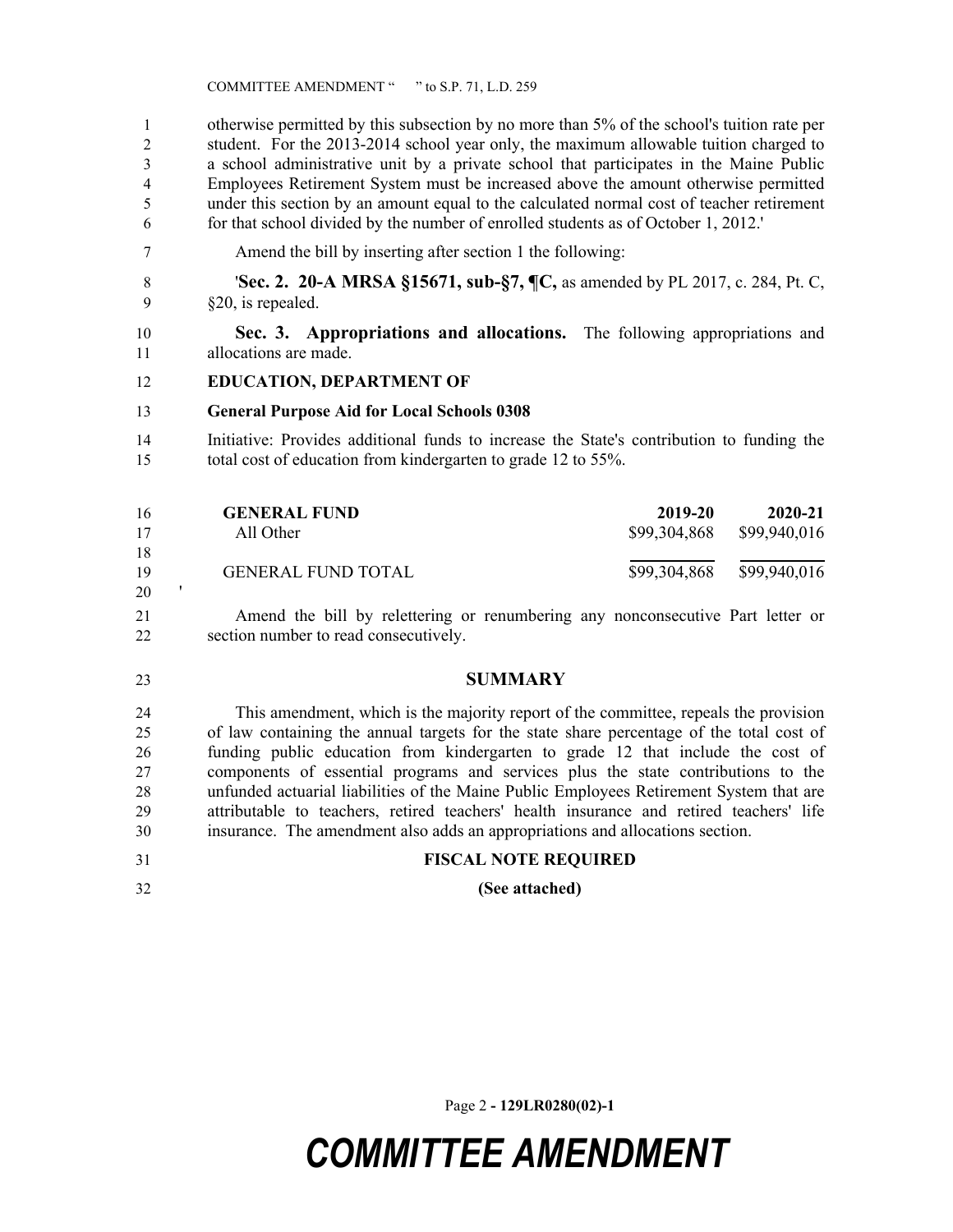otherwise permitted by this subsection by no more than 5% of the school's tuition rate per student. For the 2013-2014 school year only, the maximum allowable tuition charged to a school administrative unit by a private school that participates in the Maine Public Employees Retirement System must be increased above the amount otherwise permitted under this section by an amount equal to the calculated normal cost of teacher retirement for that school divided by the number of enrolled students as of October 1, 2012.'

Amend the bill by inserting after section 1 the following:

'**Sec. 2. 20-A MRSA §15671, sub-§7, ¶C,** as amended by PL 2017, c. 284, Pt. C, §20, is repealed.

**Sec. 3. Appropriations and allocations.** The following appropriations and allocations are made.

**EDUCATION, DEPARTMENT OF**

**General Purpose Aid for Local Schools 0308**

Initiative: Provides additional funds to increase the State's contribution to funding the total cost of education from kindergarten to grade 12 to 55%.

| **GENERAL FUND** | **2019-20** | **2020-21** |
|---|---|---|
| All Other | $99,304,868 | $99,940,016 |
| | | |
| GENERAL FUND TOTAL | $99,304,868 | $99,940,016 |

'

Amend the bill by relettering or renumbering any nonconsecutive Part letter or section number to read consecutively.

## SUMMARY

This amendment, which is the majority report of the committee, repeals the provision of law containing the annual targets for the state share percentage of the total cost of funding public education from kindergarten to grade 12 that include the cost of components of essential programs and services plus the state contributions to the unfunded actuarial liabilities of the Maine Public Employees Retirement System that are attributable to teachers, retired teachers' health insurance and retired teachers' life insurance. The amendment also adds an appropriations and allocations section.

**FISCAL NOTE REQUIRED**

**(See attached)**